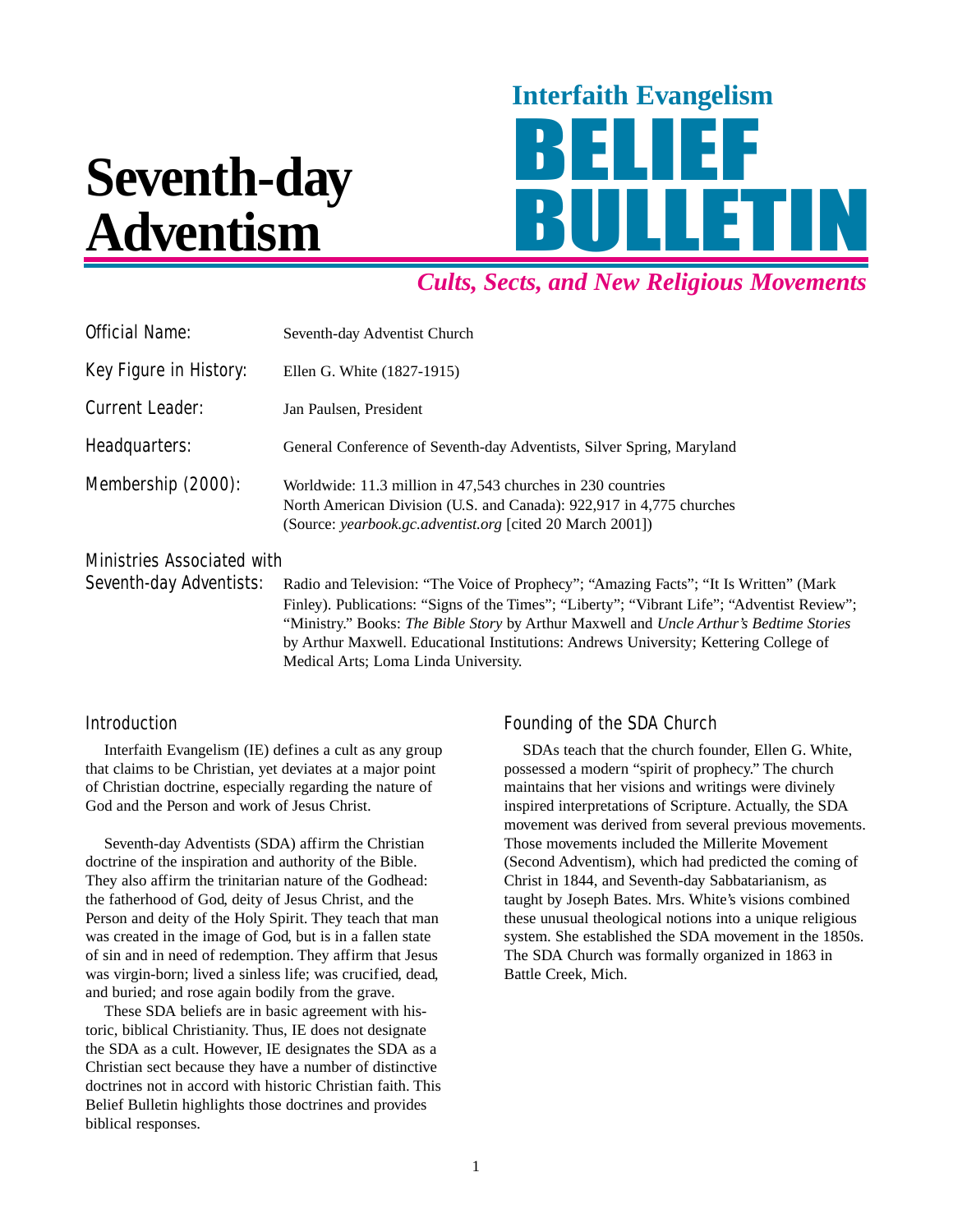Interfaith Evangelism

# BELIEF BULLETIN

*Cults, Sects, and New Religious Movements*

# Seventh-day Adventism

| | |
|---|---|
| Official Name: | Seventh-day Adventist Church |
| Key Figure in History: | Ellen G. White (1827-1915) |
| Current Leader: | Jan Paulsen, President |
| Headquarters: | General Conference of Seventh-day Adventists, Silver Spring, Maryland |
| Membership (2000): | Worldwide: 11.3 million in 47,543 churches in 230 countries<br>North American Division (U.S. and Canada): 922,917 in 4,775 churches<br>(Source: *yearbook.gc.adventist.org* [cited 20 March 2001]) |
| Ministries Associated with Seventh-day Adventists: | Radio and Television: "The Voice of Prophecy"; "Amazing Facts"; "It Is Written" (Mark Finley). Publications: "Signs of the Times"; "Liberty"; "Vibrant Life"; "Adventist Review"; "Ministry." Books: *The Bible Story* by Arthur Maxwell and *Uncle Arthur's Bedtime Stories* by Arthur Maxwell. Educational Institutions: Andrews University; Kettering College of Medical Arts; Loma Linda University. |

## Introduction

Interfaith Evangelism (IE) defines a cult as any group that claims to be Christian, yet deviates at a major point of Christian doctrine, especially regarding the nature of God and the Person and work of Jesus Christ.

Seventh-day Adventists (SDA) affirm the Christian doctrine of the inspiration and authority of the Bible. They also affirm the trinitarian nature of the Godhead: the fatherhood of God, deity of Jesus Christ, and the Person and deity of the Holy Spirit. They teach that man was created in the image of God, but is in a fallen state of sin and in need of redemption. They affirm that Jesus was virgin-born; lived a sinless life; was crucified, dead, and buried; and rose again bodily from the grave.

These SDA beliefs are in basic agreement with historic, biblical Christianity. Thus, IE does not designate the SDA as a cult. However, IE designates the SDA as a Christian sect because they have a number of distinctive doctrines not in accord with historic Christian faith. This Belief Bulletin highlights those doctrines and provides biblical responses.

## Founding of the SDA Church

SDAs teach that the church founder, Ellen G. White, possessed a modern "spirit of prophecy." The church maintains that her visions and writings were divinely inspired interpretations of Scripture. Actually, the SDA movement was derived from several previous movements. Those movements included the Millerite Movement (Second Adventism), which had predicted the coming of Christ in 1844, and Seventh-day Sabbatarianism, as taught by Joseph Bates. Mrs. White's visions combined these unusual theological notions into a unique religious system. She established the SDA movement in the 1850s. The SDA Church was formally organized in 1863 in Battle Creek, Mich.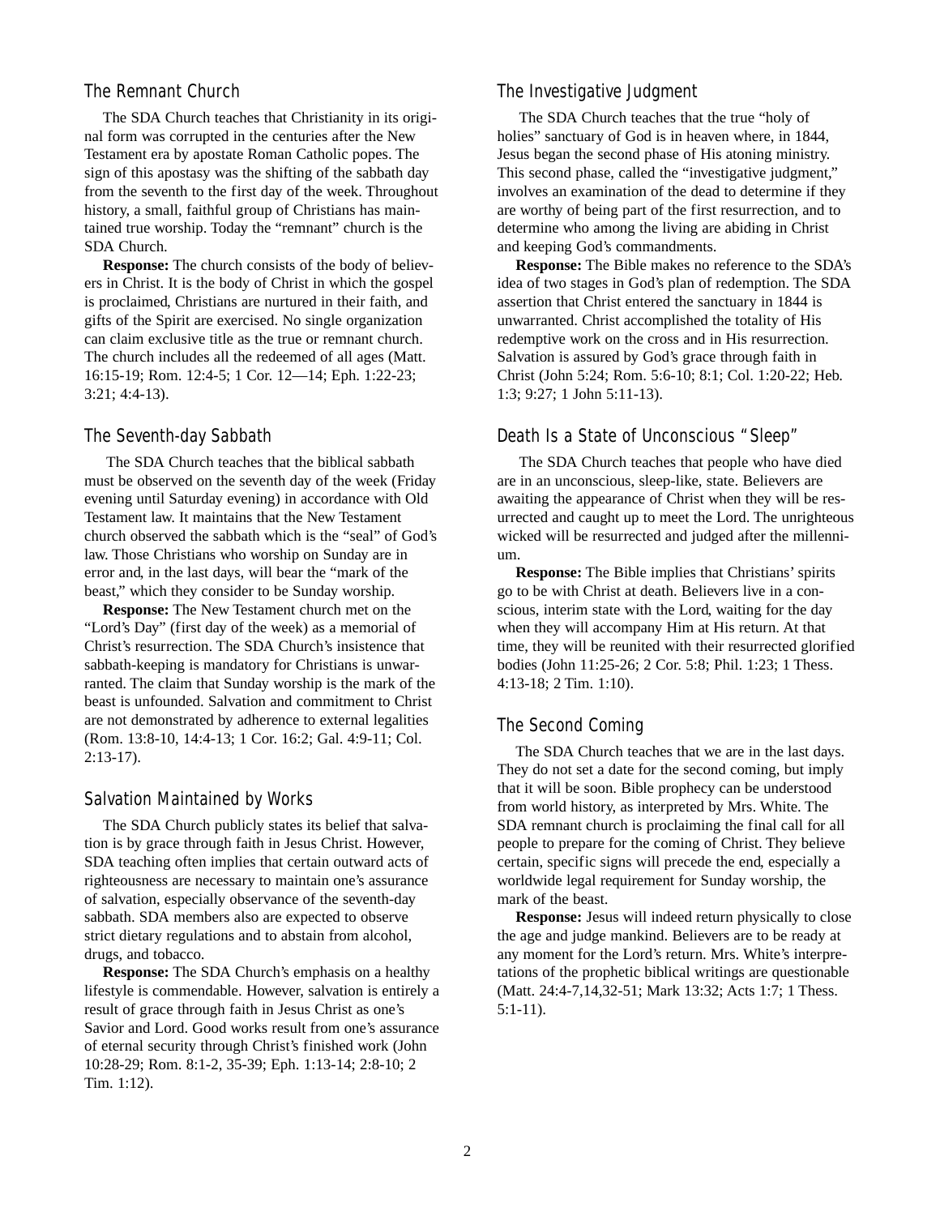## The Remnant Church

The SDA Church teaches that Christianity in its original form was corrupted in the centuries after the New Testament era by apostate Roman Catholic popes. The sign of this apostasy was the shifting of the sabbath day from the seventh to the first day of the week. Throughout history, a small, faithful group of Christians has maintained true worship. Today the "remnant" church is the SDA Church.

**Response:** The church consists of the body of believers in Christ. It is the body of Christ in which the gospel is proclaimed, Christians are nurtured in their faith, and gifts of the Spirit are exercised. No single organization can claim exclusive title as the true or remnant church. The church includes all the redeemed of all ages (Matt. 16:15-19; Rom. 12:4-5; 1 Cor. 12—14; Eph. 1:22-23; 3:21; 4:4-13).

## The Seventh-day Sabbath

The SDA Church teaches that the biblical sabbath must be observed on the seventh day of the week (Friday evening until Saturday evening) in accordance with Old Testament law. It maintains that the New Testament church observed the sabbath which is the "seal" of God's law. Those Christians who worship on Sunday are in error and, in the last days, will bear the "mark of the beast," which they consider to be Sunday worship.

**Response:** The New Testament church met on the "Lord's Day" (first day of the week) as a memorial of Christ's resurrection. The SDA Church's insistence that sabbath-keeping is mandatory for Christians is unwarranted. The claim that Sunday worship is the mark of the beast is unfounded. Salvation and commitment to Christ are not demonstrated by adherence to external legalities (Rom. 13:8-10, 14:4-13; 1 Cor. 16:2; Gal. 4:9-11; Col. 2:13-17).

## Salvation Maintained by Works

The SDA Church publicly states its belief that salvation is by grace through faith in Jesus Christ. However, SDA teaching often implies that certain outward acts of righteousness are necessary to maintain one's assurance of salvation, especially observance of the seventh-day sabbath. SDA members also are expected to observe strict dietary regulations and to abstain from alcohol, drugs, and tobacco.

**Response:** The SDA Church's emphasis on a healthy lifestyle is commendable. However, salvation is entirely a result of grace through faith in Jesus Christ as one's Savior and Lord. Good works result from one's assurance of eternal security through Christ's finished work (John 10:28-29; Rom. 8:1-2, 35-39; Eph. 1:13-14; 2:8-10; 2 Tim. 1:12).

## The Investigative Judgment

The SDA Church teaches that the true "holy of holies" sanctuary of God is in heaven where, in 1844, Jesus began the second phase of His atoning ministry. This second phase, called the "investigative judgment," involves an examination of the dead to determine if they are worthy of being part of the first resurrection, and to determine who among the living are abiding in Christ and keeping God's commandments.

**Response:** The Bible makes no reference to the SDA's idea of two stages in God's plan of redemption. The SDA assertion that Christ entered the sanctuary in 1844 is unwarranted. Christ accomplished the totality of His redemptive work on the cross and in His resurrection. Salvation is assured by God's grace through faith in Christ (John 5:24; Rom. 5:6-10; 8:1; Col. 1:20-22; Heb. 1:3; 9:27; 1 John 5:11-13).

## Death Is a State of Unconscious "Sleep"

The SDA Church teaches that people who have died are in an unconscious, sleep-like, state. Believers are awaiting the appearance of Christ when they will be resurrected and caught up to meet the Lord. The unrighteous wicked will be resurrected and judged after the millennium.

**Response:** The Bible implies that Christians' spirits go to be with Christ at death. Believers live in a conscious, interim state with the Lord, waiting for the day when they will accompany Him at His return. At that time, they will be reunited with their resurrected glorified bodies (John 11:25-26; 2 Cor. 5:8; Phil. 1:23; 1 Thess. 4:13-18; 2 Tim. 1:10).

## The Second Coming

The SDA Church teaches that we are in the last days. They do not set a date for the second coming, but imply that it will be soon. Bible prophecy can be understood from world history, as interpreted by Mrs. White. The SDA remnant church is proclaiming the final call for all people to prepare for the coming of Christ. They believe certain, specific signs will precede the end, especially a worldwide legal requirement for Sunday worship, the mark of the beast.

**Response:** Jesus will indeed return physically to close the age and judge mankind. Believers are to be ready at any moment for the Lord's return. Mrs. White's interpretations of the prophetic biblical writings are questionable (Matt. 24:4-7,14,32-51; Mark 13:32; Acts 1:7; 1 Thess. 5:1-11).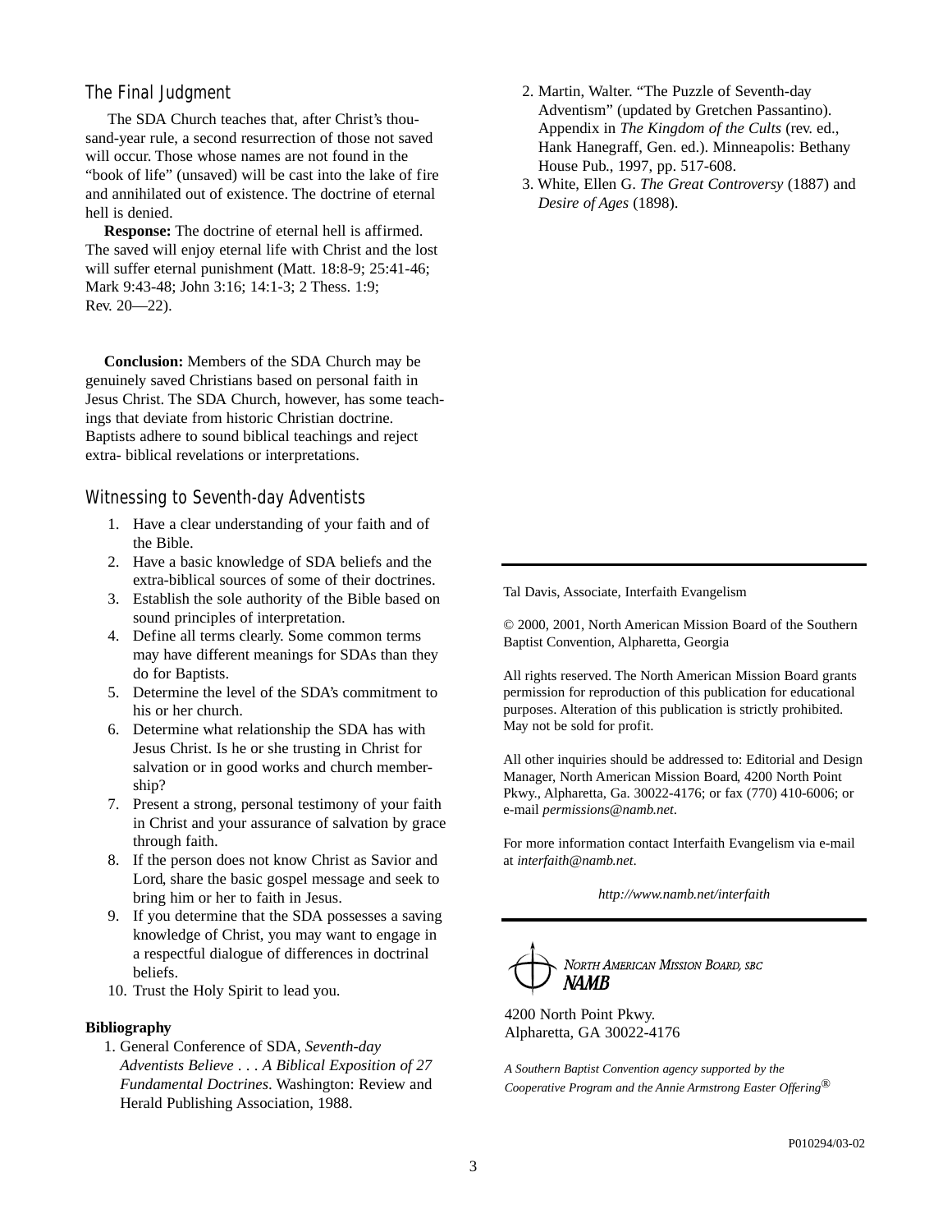## The Final Judgment

The SDA Church teaches that, after Christ's thousand-year rule, a second resurrection of those not saved will occur. Those whose names are not found in the "book of life" (unsaved) will be cast into the lake of fire and annihilated out of existence. The doctrine of eternal hell is denied.

**Response:** The doctrine of eternal hell is affirmed. The saved will enjoy eternal life with Christ and the lost will suffer eternal punishment (Matt. 18:8-9; 25:41-46; Mark 9:43-48; John 3:16; 14:1-3; 2 Thess. 1:9; Rev. 20—22).

**Conclusion:** Members of the SDA Church may be genuinely saved Christians based on personal faith in Jesus Christ. The SDA Church, however, has some teachings that deviate from historic Christian doctrine. Baptists adhere to sound biblical teachings and reject extra- biblical revelations or interpretations.

## Witnessing to Seventh-day Adventists

1. Have a clear understanding of your faith and of the Bible.
2. Have a basic knowledge of SDA beliefs and the extra-biblical sources of some of their doctrines.
3. Establish the sole authority of the Bible based on sound principles of interpretation.
4. Define all terms clearly. Some common terms may have different meanings for SDAs than they do for Baptists.
5. Determine the level of the SDA's commitment to his or her church.
6. Determine what relationship the SDA has with Jesus Christ. Is he or she trusting in Christ for salvation or in good works and church membership?
7. Present a strong, personal testimony of your faith in Christ and your assurance of salvation by grace through faith.
8. If the person does not know Christ as Savior and Lord, share the basic gospel message and seek to bring him or her to faith in Jesus.
9. If you determine that the SDA possesses a saving knowledge of Christ, you may want to engage in a respectful dialogue of differences in doctrinal beliefs.
10. Trust the Holy Spirit to lead you.

**Bibliography**

1. General Conference of SDA, *Seventh-day Adventists Believe . . . A Biblical Exposition of 27 Fundamental Doctrines*. Washington: Review and Herald Publishing Association, 1988.
2. Martin, Walter. "The Puzzle of Seventh-day Adventism" (updated by Gretchen Passantino). Appendix in *The Kingdom of the Cults* (rev. ed., Hank Hanegraff, Gen. ed.). Minneapolis: Bethany House Pub., 1997, pp. 517-608.
3. White, Ellen G. *The Great Controversy* (1887) and *Desire of Ages* (1898).

---

Tal Davis, Associate, Interfaith Evangelism

© 2000, 2001, North American Mission Board of the Southern Baptist Convention, Alpharetta, Georgia

All rights reserved. The North American Mission Board grants permission for reproduction of this publication for educational purposes. Alteration of this publication is strictly prohibited. May not be sold for profit.

All other inquiries should be addressed to: Editorial and Design Manager, North American Mission Board, 4200 North Point Pkwy., Alpharetta, Ga. 30022-4176; or fax (770) 410-6006; or e-mail *permissions@namb.net*.

For more information contact Interfaith Evangelism via e-mail at *interfaith@namb.net*.

*http://www.namb.net/interfaith*

---

*North American Mission Board, SBC*
***NAMB***

4200 North Point Pkwy.
Alpharetta, GA 30022-4176

*A Southern Baptist Convention agency supported by the Cooperative Program and the Annie Armstrong Easter Offering®*

P010294/03-02